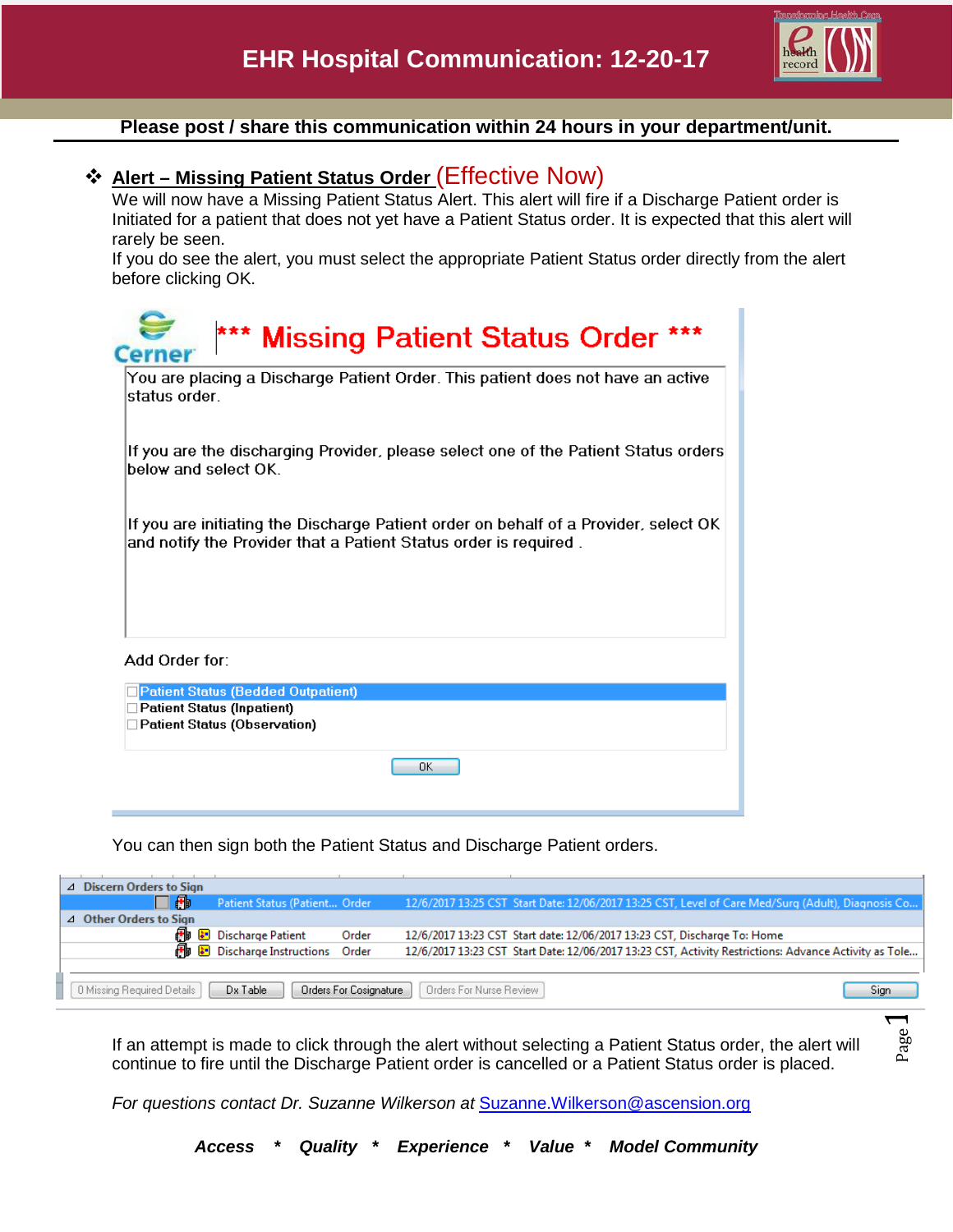# EHR Hospital Communication: 12-20-17

**Please post / share this communication within 24 hours in your department/unit.**

## ❖ Alert – Missing Patient Status Order (Effective Now)

We will now have a Missing Patient Status Alert. This alert will fire if a Discharge Patient order is Initiated for a patient that does not yet have a Patient Status order. It is expected that this alert will rarely be seen.

If you do see the alert, you must select the appropriate Patient Status order directly from the alert before clicking OK.

**\*\*\* Missing Patient Status Order \*\*\***

You are placing a Discharge Patient Order. This patient does not have an active status order.

If you are the discharging Provider, please select one of the Patient Status orders below and select OK.

If you are initiating the Discharge Patient order on behalf of a Provider, select OK and notify the Provider that a Patient Status order is required .

Add Order for:

- ☐ Patient Status (Bedded Outpatient)
- ☐ Patient Status (Inpatient)
- ☐ Patient Status (Observation)

OK

You can then sign both the Patient Status and Discharge Patient orders.

| | | | |
|---|---|---|---|
| **Discern Orders to Sign** | | | |
| Patient Status (Patient... | Order | 12/6/2017 13:25 CST | Start Date: 12/06/2017 13:25 CST, Level of Care Med/Surg (Adult), Diagnosis Co... |
| **Other Orders to Sign** | | | |
| Discharge Patient | Order | 12/6/2017 13:23 CST | Start date: 12/06/2017 13:23 CST, Discharge To: Home |
| Discharge Instructions | Order | 12/6/2017 13:23 CST | Start Date: 12/06/2017 13:23 CST, Activity Restrictions: Advance Activity as Tole... |

0 Missing Required Details | Dx Table | Orders For Cosignature | Orders For Nurse Review | Sign

If an attempt is made to click through the alert without selecting a Patient Status order, the alert will continue to fire until the Discharge Patient order is cancelled or a Patient Status order is placed.

*For questions contact Dr. Suzanne Wilkerson at* Suzanne.Wilkerson@ascension.org

***Access * Quality * Experience * Value * Model Community***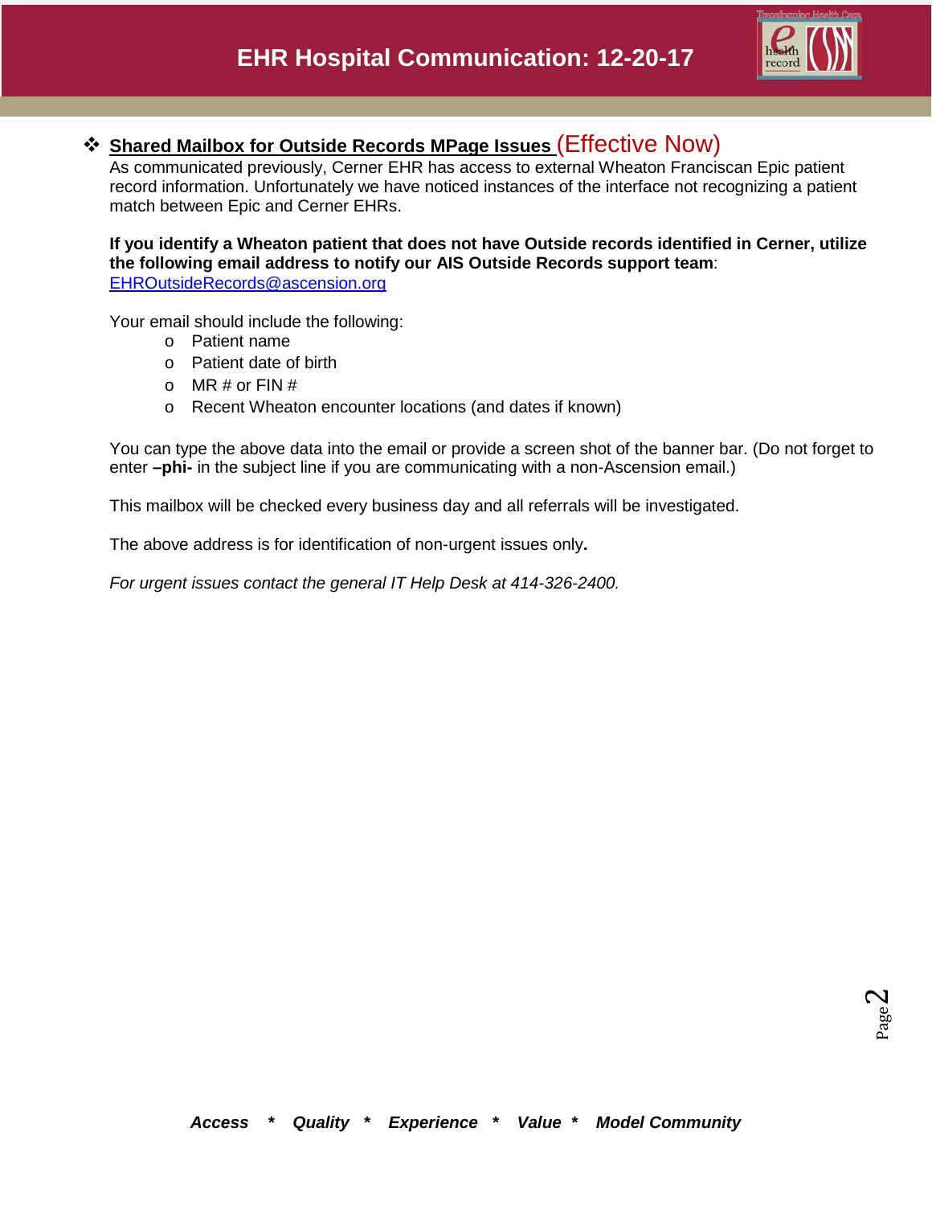## ❖ Shared Mailbox for Outside Records MPage Issues (Effective Now)

As communicated previously, Cerner EHR has access to external Wheaton Franciscan Epic patient record information. Unfortunately we have noticed instances of the interface not recognizing a patient match between Epic and Cerner EHRs.

**If you identify a Wheaton patient that does not have Outside records identified in Cerner, utilize the following email address to notify our AIS Outside Records support team**: EHROutsideRecords@ascension.org

Your email should include the following:

- Patient name
- Patient date of birth
- MR # or FIN #
- Recent Wheaton encounter locations (and dates if known)

You can type the above data into the email or provide a screen shot of the banner bar. (Do not forget to enter **–phi-** in the subject line if you are communicating with a non-Ascension email.)

This mailbox will be checked every business day and all referrals will be investigated.

The above address is for identification of non-urgent issues only**.**

*For urgent issues contact the general IT Help Desk at 414-326-2400.*